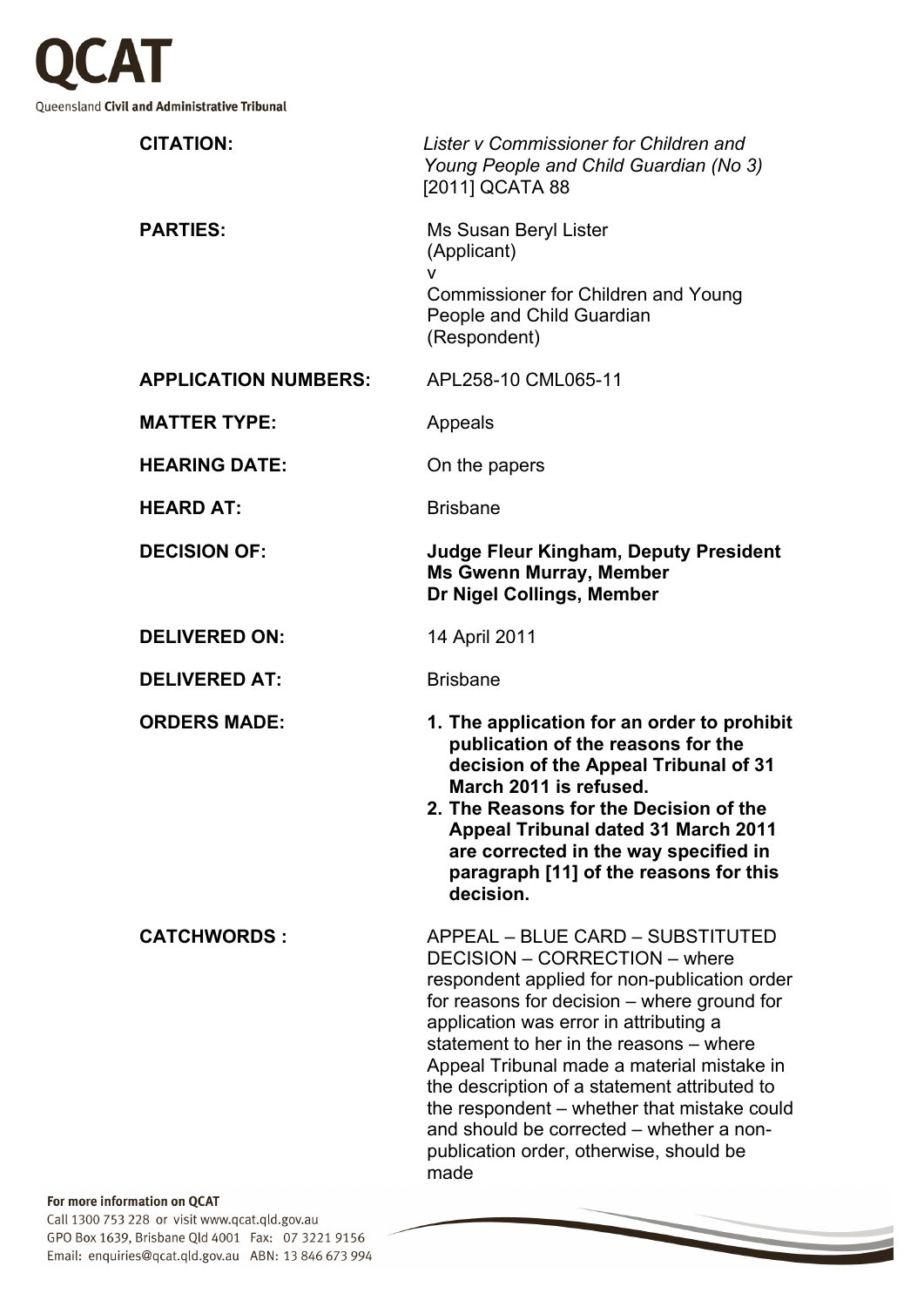**QCAT**
Queensland **Civil and Administrative Tribunal**

| | |
|---|---|
| **CITATION:** | *Lister v Commissioner for Children and Young People and Child Guardian (No 3)* [2011] QCATA 88 |
| **PARTIES:** | Ms Susan Beryl Lister (Applicant) v Commissioner for Children and Young People and Child Guardian (Respondent) |
| **APPLICATION NUMBERS:** | APL258-10 CML065-11 |
| **MATTER TYPE:** | Appeals |
| **HEARING DATE:** | On the papers |
| **HEARD AT:** | Brisbane |
| **DECISION OF:** | **Judge Fleur Kingham, Deputy President**<br>**Ms Gwenn Murray, Member**<br>**Dr Nigel Collings, Member** |
| **DELIVERED ON:** | 14 April 2011 |
| **DELIVERED AT:** | Brisbane |
| **ORDERS MADE:** | **1. The application for an order to prohibit publication of the reasons for the decision of the Appeal Tribunal of 31 March 2011 is refused.**<br>**2. The Reasons for the Decision of the Appeal Tribunal dated 31 March 2011 are corrected in the way specified in paragraph [11] of the reasons for this decision.** |
| **CATCHWORDS :** | APPEAL – BLUE CARD – SUBSTITUTED DECISION – CORRECTION – where respondent applied for non-publication order for reasons for decision – where ground for application was error in attributing a statement to her in the reasons – where Appeal Tribunal made a material mistake in the description of a statement attributed to the respondent – whether that mistake could and should be corrected – whether a non-publication order, otherwise, should be made |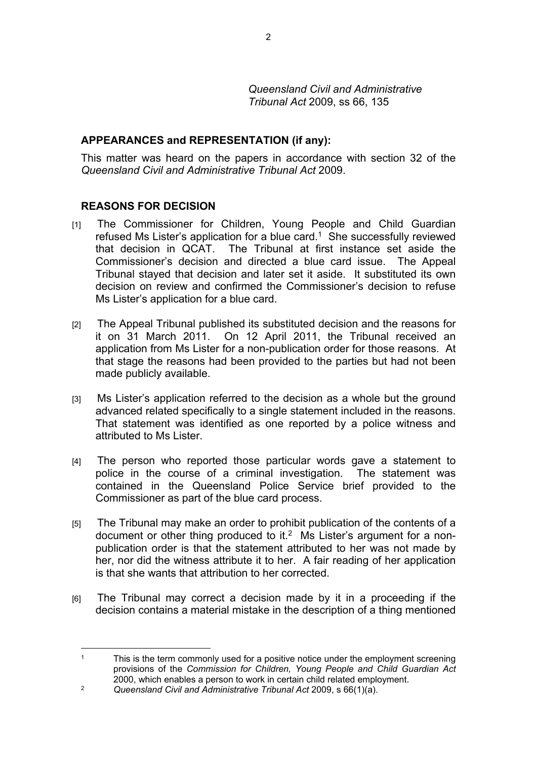*Queensland Civil and Administrative Tribunal Act* 2009, ss 66, 135

**APPEARANCES and REPRESENTATION (if any):**

This matter was heard on the papers in accordance with section 32 of the *Queensland Civil and Administrative Tribunal Act* 2009.

**REASONS FOR DECISION**

[1] The Commissioner for Children, Young People and Child Guardian refused Ms Lister's application for a blue card.[1] She successfully reviewed that decision in QCAT. The Tribunal at first instance set aside the Commissioner's decision and directed a blue card issue. The Appeal Tribunal stayed that decision and later set it aside. It substituted its own decision on review and confirmed the Commissioner's decision to refuse Ms Lister's application for a blue card.

[2] The Appeal Tribunal published its substituted decision and the reasons for it on 31 March 2011. On 12 April 2011, the Tribunal received an application from Ms Lister for a non-publication order for those reasons. At that stage the reasons had been provided to the parties but had not been made publicly available.

[3] Ms Lister's application referred to the decision as a whole but the ground advanced related specifically to a single statement included in the reasons. That statement was identified as one reported by a police witness and attributed to Ms Lister.

[4] The person who reported those particular words gave a statement to police in the course of a criminal investigation. The statement was contained in the Queensland Police Service brief provided to the Commissioner as part of the blue card process.

[5] The Tribunal may make an order to prohibit publication of the contents of a document or other thing produced to it.[2] Ms Lister's argument for a non-publication order is that the statement attributed to her was not made by her, nor did the witness attribute it to her. A fair reading of her application is that she wants that attribution to her corrected.

[6] The Tribunal may correct a decision made by it in a proceeding if the decision contains a material mistake in the description of a thing mentioned

---

[1] This is the term commonly used for a positive notice under the employment screening provisions of the *Commission for Children, Young People and Child Guardian Act* 2000, which enables a person to work in certain child related employment.

[2] *Queensland Civil and Administrative Tribunal Act* 2009, s 66(1)(a).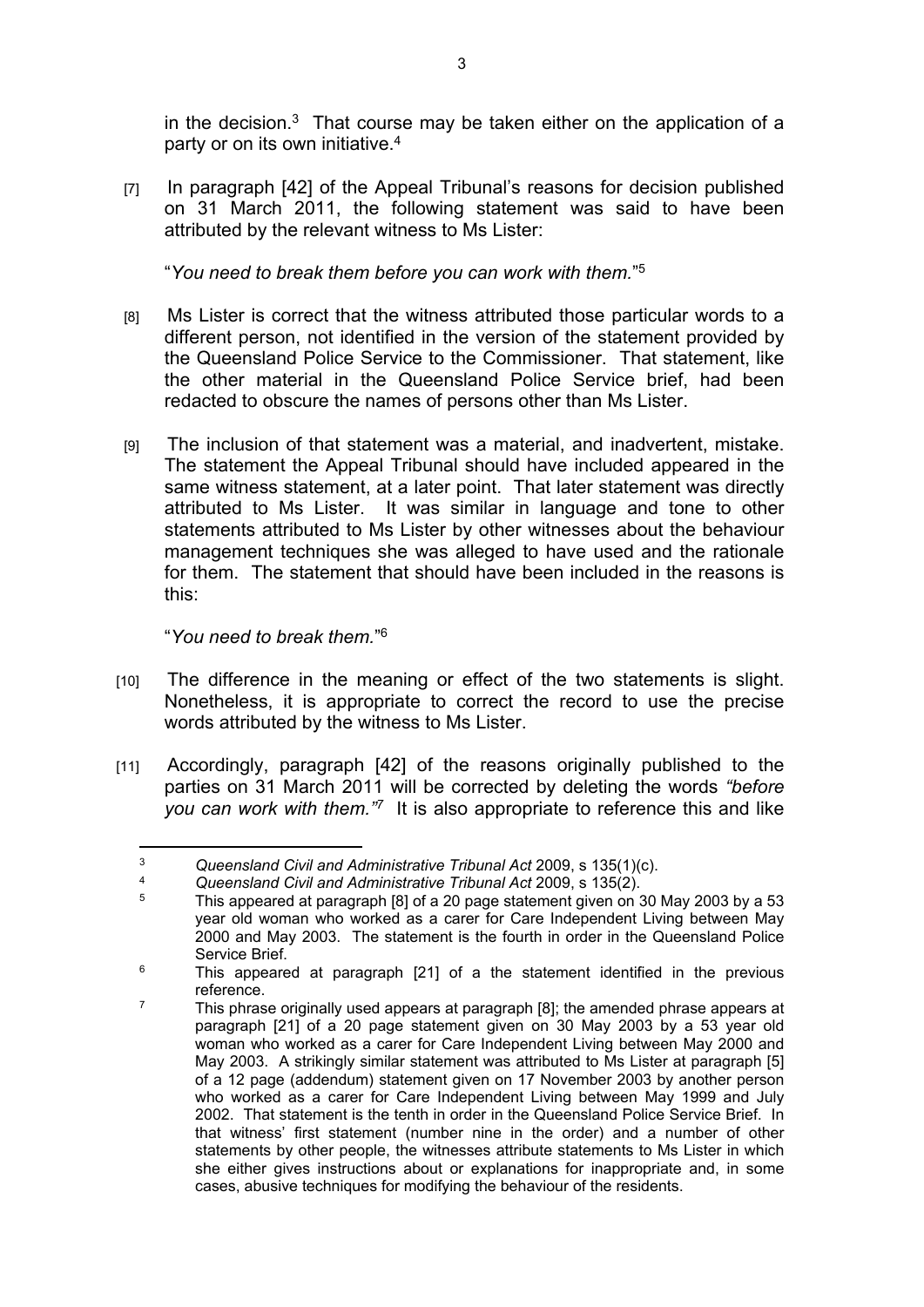in the decision.[3] That course may be taken either on the application of a party or on its own initiative.[4]

[7] In paragraph [42] of the Appeal Tribunal's reasons for decision published on 31 March 2011, the following statement was said to have been attributed by the relevant witness to Ms Lister:

"*You need to break them before you can work with them.*"[5]

[8] Ms Lister is correct that the witness attributed those particular words to a different person, not identified in the version of the statement provided by the Queensland Police Service to the Commissioner. That statement, like the other material in the Queensland Police Service brief, had been redacted to obscure the names of persons other than Ms Lister.

[9] The inclusion of that statement was a material, and inadvertent, mistake. The statement the Appeal Tribunal should have included appeared in the same witness statement, at a later point. That later statement was directly attributed to Ms Lister. It was similar in language and tone to other statements attributed to Ms Lister by other witnesses about the behaviour management techniques she was alleged to have used and the rationale for them. The statement that should have been included in the reasons is this:

"*You need to break them.*"[6]

[10] The difference in the meaning or effect of the two statements is slight. Nonetheless, it is appropriate to correct the record to use the precise words attributed by the witness to Ms Lister.

[11] Accordingly, paragraph [42] of the reasons originally published to the parties on 31 March 2011 will be corrected by deleting the words *"before you can work with them."*[7] It is also appropriate to reference this and like

---

[3] *Queensland Civil and Administrative Tribunal Act* 2009, s 135(1)(c).

[4] *Queensland Civil and Administrative Tribunal Act* 2009, s 135(2).

[5] This appeared at paragraph [8] of a 20 page statement given on 30 May 2003 by a 53 year old woman who worked as a carer for Care Independent Living between May 2000 and May 2003. The statement is the fourth in order in the Queensland Police Service Brief.

[6] This appeared at paragraph [21] of a the statement identified in the previous reference.

[7] This phrase originally used appears at paragraph [8]; the amended phrase appears at paragraph [21] of a 20 page statement given on 30 May 2003 by a 53 year old woman who worked as a carer for Care Independent Living between May 2000 and May 2003. A strikingly similar statement was attributed to Ms Lister at paragraph [5] of a 12 page (addendum) statement given on 17 November 2003 by another person who worked as a carer for Care Independent Living between May 1999 and July 2002. That statement is the tenth in order in the Queensland Police Service Brief. In that witness' first statement (number nine in the order) and a number of other statements by other people, the witnesses attribute statements to Ms Lister in which she either gives instructions about or explanations for inappropriate and, in some cases, abusive techniques for modifying the behaviour of the residents.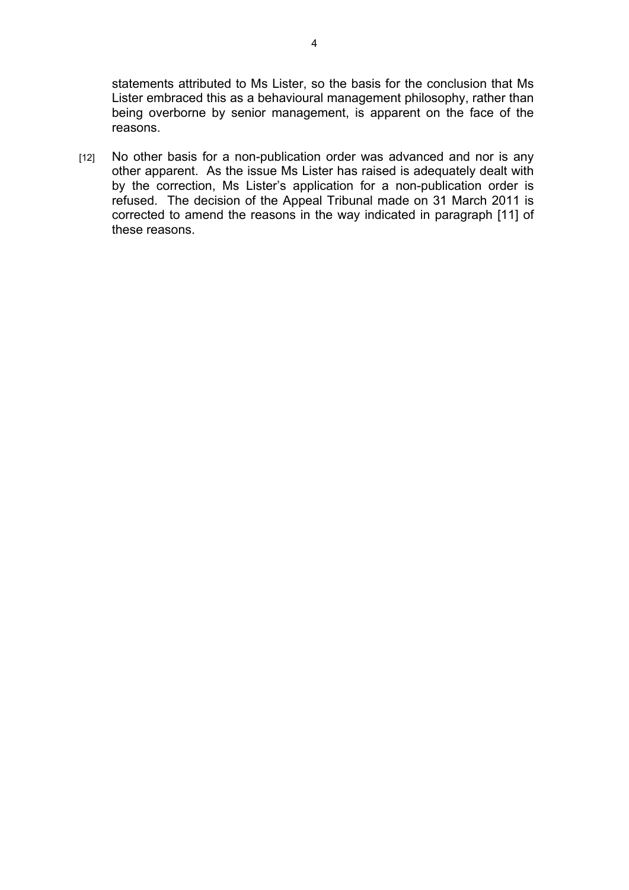statements attributed to Ms Lister, so the basis for the conclusion that Ms Lister embraced this as a behavioural management philosophy, rather than being overborne by senior management, is apparent on the face of the reasons.

[12] No other basis for a non-publication order was advanced and nor is any other apparent. As the issue Ms Lister has raised is adequately dealt with by the correction, Ms Lister's application for a non-publication order is refused. The decision of the Appeal Tribunal made on 31 March 2011 is corrected to amend the reasons in the way indicated in paragraph [11] of these reasons.